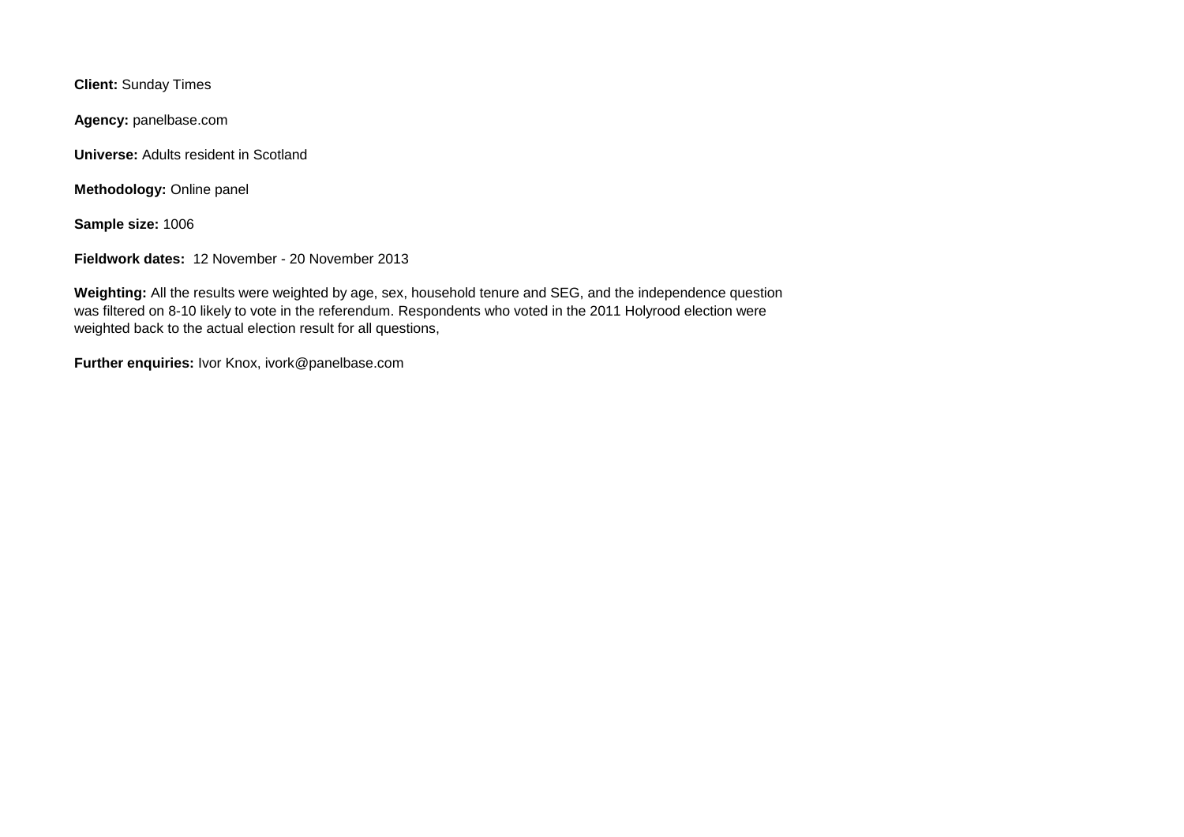**Client:** Sunday Times

**Agency:** panelbase.com

**Universe:** Adults resident in Scotland

**Methodology:** Online panel

**Sample size:** 1006

**Fieldwork dates:** 12 November - 20 November 2013

**Weighting:** All the results were weighted by age, sex, household tenure and SEG, and the independence question was filtered on 8-10 likely to vote in the referendum. Respondents who voted in the 2011 Holyrood election were weighted back to the actual election result for all questions,

**Further enquiries:** Ivor Knox, ivork@panelbase.com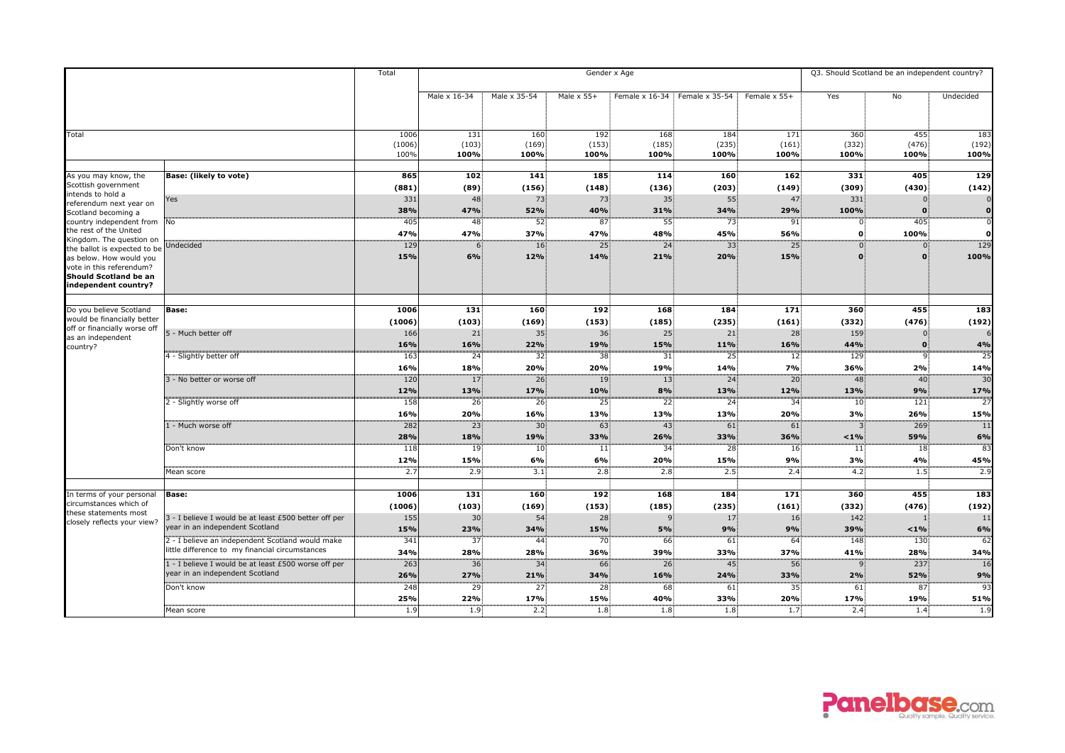| | | Total | Gender x Age | | | | | | Q3. Should Scotland be an independent country? | | |
|---|---|---|---|---|---|---|---|---|---|---|---|
| | | | Male x 16-34 | Male x 35-54 | Male x 55+ | Female x 16-34 | Female x 35-54 | Female x 55+ | Yes | No | Undecided |
| Total | | 1006 | 131 | 160 | 192 | 168 | 184 | 171 | 360 | 455 | 183 |
| | | (1006) | (103) | (169) | (153) | (185) | (235) | (161) | (332) | (476) | (192) |
| | | 100% | 100% | 100% | 100% | 100% | 100% | 100% | 100% | 100% | 100% |
| As you may know, the Scottish government intends to hold a referendum next year on Scotland becoming a country independent from the rest of the United Kingdom. The question on the ballot is expected to be as below. How would you vote in this referendum? **Should Scotland be an independent country?** | **Base: (likely to vote)** | **865** | **102** | **141** | **185** | **114** | **160** | **162** | **331** | **405** | **129** |
| | | **(881)** | **(89)** | **(156)** | **(148)** | **(136)** | **(203)** | **(149)** | **(309)** | **(430)** | **(142)** |
| | Yes | 331 | 48 | 73 | 73 | 35 | 55 | 47 | 331 | 0 | 0 |
| | | **38%** | **47%** | **52%** | **40%** | **31%** | **34%** | **29%** | **100%** | **0** | **0** |
| | No | 405 | 48 | 52 | 87 | 55 | 73 | 91 | 0 | 405 | 0 |
| | | **47%** | **47%** | **37%** | **47%** | **48%** | **45%** | **56%** | **0** | **100%** | **0** |
| | Undecided | 129 | 6 | 16 | 25 | 24 | 33 | 25 | 0 | 0 | 129 |
| | | **15%** | **6%** | **12%** | **14%** | **21%** | **20%** | **15%** | **0** | **0** | **100%** |
| Do you believe Scotland would be financially better off or financially worse off as an independent country? | **Base:** | **1006** | **131** | **160** | **192** | **168** | **184** | **171** | **360** | **455** | **183** |
| | | **(1006)** | **(103)** | **(169)** | **(153)** | **(185)** | **(235)** | **(161)** | **(332)** | **(476)** | **(192)** |
| | 5 - Much better off | 166 | 21 | 35 | 36 | 25 | 21 | 28 | 159 | 0 | 6 |
| | | **16%** | **16%** | **22%** | **19%** | **15%** | **11%** | **16%** | **44%** | **0** | **4%** |
| | 4 - Slightly better off | 163 | 24 | 32 | 38 | 31 | 25 | 12 | 129 | 9 | 25 |
| | | **16%** | **18%** | **20%** | **20%** | **19%** | **14%** | **7%** | **36%** | **2%** | **14%** |
| | 3 - No better or worse off | 120 | 17 | 26 | 19 | 13 | 24 | 20 | 48 | 40 | 30 |
| | | **12%** | **13%** | **17%** | **10%** | **8%** | **13%** | **12%** | **13%** | **9%** | **17%** |
| | 2 - Slightly worse off | 158 | 26 | 26 | 25 | 22 | 24 | 34 | 10 | 121 | 27 |
| | | **16%** | **20%** | **16%** | **13%** | **13%** | **13%** | **20%** | **3%** | **26%** | **15%** |
| | 1 - Much worse off | 282 | 23 | 30 | 63 | 43 | 61 | 61 | 3 | 269 | 11 |
| | | **28%** | **18%** | **19%** | **33%** | **26%** | **33%** | **36%** | **<1%** | **59%** | **6%** |
| | Don't know | 118 | 19 | 10 | 11 | 34 | 28 | 16 | 11 | 18 | 83 |
| | | **12%** | **15%** | **6%** | **6%** | **20%** | **15%** | **9%** | **3%** | **4%** | **45%** |
| | Mean score | 2.7 | 2.9 | 3.1 | 2.8 | 2.8 | 2.5 | 2.4 | 4.2 | 1.5 | 2.9 |
| In terms of your personal circumstances which of these statements most closely reflects your view? | **Base:** | **1006** | **131** | **160** | **192** | **168** | **184** | **171** | **360** | **455** | **183** |
| | | **(1006)** | **(103)** | **(169)** | **(153)** | **(185)** | **(235)** | **(161)** | **(332)** | **(476)** | **(192)** |
| | 3 - I believe I would be at least £500 better off per year in an independent Scotland | 155 | 30 | 54 | 28 | 9 | 17 | 16 | 142 | 1 | 11 |
| | | **15%** | **23%** | **34%** | **15%** | **5%** | **9%** | **9%** | **39%** | **<1%** | **6%** |
| | 2 - I believe an independent Scotland would make little difference to my financial circumstances | 341 | 37 | 44 | 70 | 66 | 61 | 64 | 148 | 130 | 62 |
| | | **34%** | **28%** | **28%** | **36%** | **39%** | **33%** | **37%** | **41%** | **28%** | **34%** |
| | 1 - I believe I would be at least £500 worse off per year in an independent Scotland | 263 | 36 | 34 | 66 | 26 | 45 | 56 | 9 | 237 | 16 |
| | | **26%** | **27%** | **21%** | **34%** | **16%** | **24%** | **33%** | **2%** | **52%** | **9%** |
| | Don't know | 248 | 29 | 27 | 28 | 68 | 61 | 35 | 61 | 87 | 93 |
| | | **25%** | **22%** | **17%** | **15%** | **40%** | **33%** | **20%** | **17%** | **19%** | **51%** |
| | Mean score | 1.9 | 1.9 | 2.2 | 1.8 | 1.8 | 1.8 | 1.7 | 2.4 | 1.4 | 1.9 |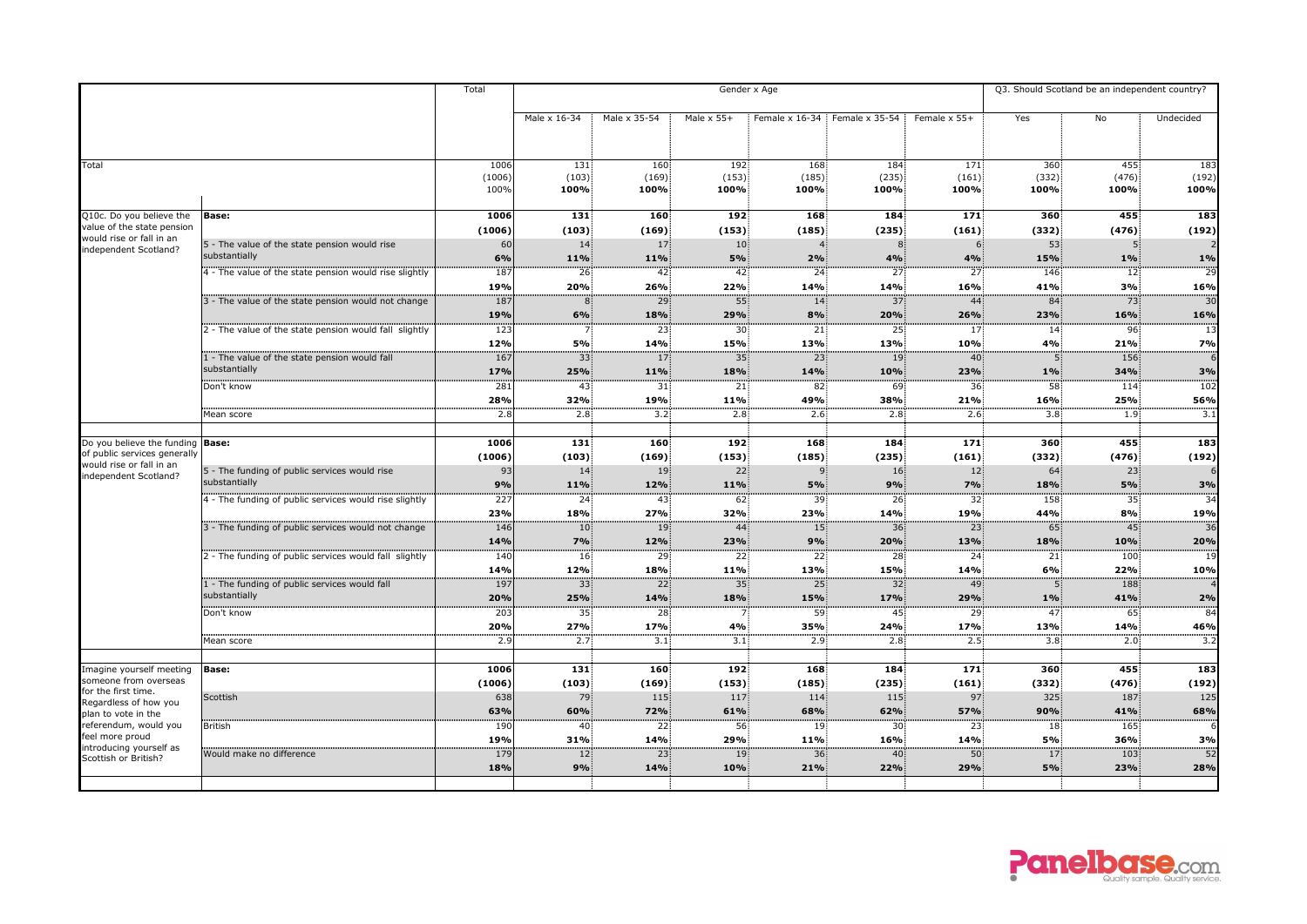| | | Total | Gender x Age | | | | | | Q3. Should Scotland be an independent country? | | |
|---|---|---|---|---|---|---|---|---|---|---|---|
| | | | Male x 16-34 | Male x 35-54 | Male x 55+ | Female x 16-34 | Female x 35-54 | Female x 55+ | Yes | No | Undecided |
| Total | | 1006<br>(1006)<br>100% | 131<br>(103)<br>**100%** | 160<br>(169)<br>**100%** | 192<br>(153)<br>**100%** | 168<br>(185)<br>**100%** | 184<br>(235)<br>**100%** | 171<br>(161)<br>**100%** | 360<br>(332)<br>**100%** | 455<br>(476)<br>**100%** | 183<br>(192)<br>**100%** |
| Q10c. Do you believe the value of the state pension would rise or fall in an independent Scotland? | **Base:** | **1006**<br>**(1006)** | **131**<br>**(103)** | **160**<br>**(169)** | **192**<br>**(153)** | **168**<br>**(185)** | **184**<br>**(235)** | **171**<br>**(161)** | **360**<br>**(332)** | **455**<br>**(476)** | **183**<br>**(192)** |
| | 5 - The value of the state pension would rise substantially | 60<br>**6%** | 14<br>**11%** | 17<br>**11%** | 10<br>**5%** | 4<br>**2%** | 8<br>**4%** | 6<br>**4%** | 53<br>**15%** | 5<br>**1%** | 2<br>**1%** |
| | 4 - The value of the state pension would rise slightly | 187<br>**19%** | 26<br>**20%** | 42<br>**26%** | 42<br>**22%** | 24<br>**14%** | 27<br>**14%** | 27<br>**16%** | 146<br>**41%** | 12<br>**3%** | 29<br>**16%** |
| | 3 - The value of the state pension would not change | 187<br>**19%** | 8<br>**6%** | 29<br>**18%** | 55<br>**29%** | 14<br>**8%** | 37<br>**20%** | 44<br>**26%** | 84<br>**23%** | 73<br>**16%** | 30<br>**16%** |
| | 2 - The value of the state pension would fall slightly | 123<br>**12%** | 7<br>**5%** | 23<br>**14%** | 30<br>**15%** | 21<br>**13%** | 25<br>**13%** | 17<br>**10%** | 14<br>**4%** | 96<br>**21%** | 13<br>**7%** |
| | 1 - The value of the state pension would fall substantially | 167<br>**17%** | 33<br>**25%** | 17<br>**11%** | 35<br>**18%** | 23<br>**14%** | 19<br>**10%** | 40<br>**23%** | 5<br>**1%** | 156<br>**34%** | 6<br>**3%** |
| | Don't know | 281<br>**28%** | 43<br>**32%** | 31<br>**19%** | 21<br>**11%** | 82<br>**49%** | 69<br>**38%** | 36<br>**21%** | 58<br>**16%** | 114<br>**25%** | 102<br>**56%** |
| | Mean score | 2.8 | 2.8 | 3.2 | 2.8 | 2.6 | 2.8 | 2.6 | 3.8 | 1.9 | 3.1 |
| Do you believe the funding of public services generally would rise or fall in an independent Scotland? | **Base:** | **1006**<br>**(1006)** | **131**<br>**(103)** | **160**<br>**(169)** | **192**<br>**(153)** | **168**<br>**(185)** | **184**<br>**(235)** | **171**<br>**(161)** | **360**<br>**(332)** | **455**<br>**(476)** | **183**<br>**(192)** |
| | 5 - The funding of public services would rise substantially | 93<br>**9%** | 14<br>**11%** | 19<br>**12%** | 22<br>**11%** | 9<br>**5%** | 16<br>**9%** | 12<br>**7%** | 64<br>**18%** | 23<br>**5%** | 6<br>**3%** |
| | 4 - The funding of public services would rise slightly | 227<br>**23%** | 24<br>**18%** | 43<br>**27%** | 62<br>**32%** | 39<br>**23%** | 26<br>**14%** | 32<br>**19%** | 158<br>**44%** | 35<br>**8%** | 34<br>**19%** |
| | 3 - The funding of public services would not change | 146<br>**14%** | 10<br>**7%** | 19<br>**12%** | 44<br>**23%** | 15<br>**9%** | 36<br>**20%** | 23<br>**13%** | 65<br>**18%** | 45<br>**10%** | 36<br>**20%** |
| | 2 - The funding of public services would fall slightly | 140<br>**14%** | 16<br>**12%** | 29<br>**18%** | 22<br>**11%** | 22<br>**13%** | 28<br>**15%** | 24<br>**14%** | 21<br>**6%** | 100<br>**22%** | 19<br>**10%** |
| | 1 - The funding of public services would fall substantially | 197<br>**20%** | 33<br>**25%** | 22<br>**14%** | 35<br>**18%** | 25<br>**15%** | 32<br>**17%** | 49<br>**29%** | 5<br>**1%** | 188<br>**41%** | 4<br>**2%** |
| | Don't know | 203<br>**20%** | 35<br>**27%** | 28<br>**17%** | 7<br>**4%** | 59<br>**35%** | 45<br>**24%** | 29<br>**17%** | 47<br>**13%** | 65<br>**14%** | 84<br>**46%** |
| | Mean score | 2.9 | 2.7 | 3.1 | 3.1 | 2.9 | 2.8 | 2.5 | 3.8 | 2.0 | 3.2 |
| Imagine yourself meeting someone from overseas for the first time. Regardless of how you plan to vote in the referendum, would you feel more proud introducing yourself as Scottish or British? | **Base:** | **1006**<br>**(1006)** | **131**<br>**(103)** | **160**<br>**(169)** | **192**<br>**(153)** | **168**<br>**(185)** | **184**<br>**(235)** | **171**<br>**(161)** | **360**<br>**(332)** | **455**<br>**(476)** | **183**<br>**(192)** |
| | Scottish | 638<br>**63%** | 79<br>**60%** | 115<br>**72%** | 117<br>**61%** | 114<br>**68%** | 115<br>**62%** | 97<br>**57%** | 325<br>**90%** | 187<br>**41%** | 125<br>**68%** |
| | British | 190<br>**19%** | 40<br>**31%** | 22<br>**14%** | 56<br>**29%** | 19<br>**11%** | 30<br>**16%** | 23<br>**14%** | 18<br>**5%** | 165<br>**36%** | 6<br>**3%** |
| | Would make no difference | 179<br>**18%** | 12<br>**9%** | 23<br>**14%** | 19<br>**10%** | 36<br>**21%** | 40<br>**22%** | 50<br>**29%** | 17<br>**5%** | 103<br>**23%** | 52<br>**28%** |